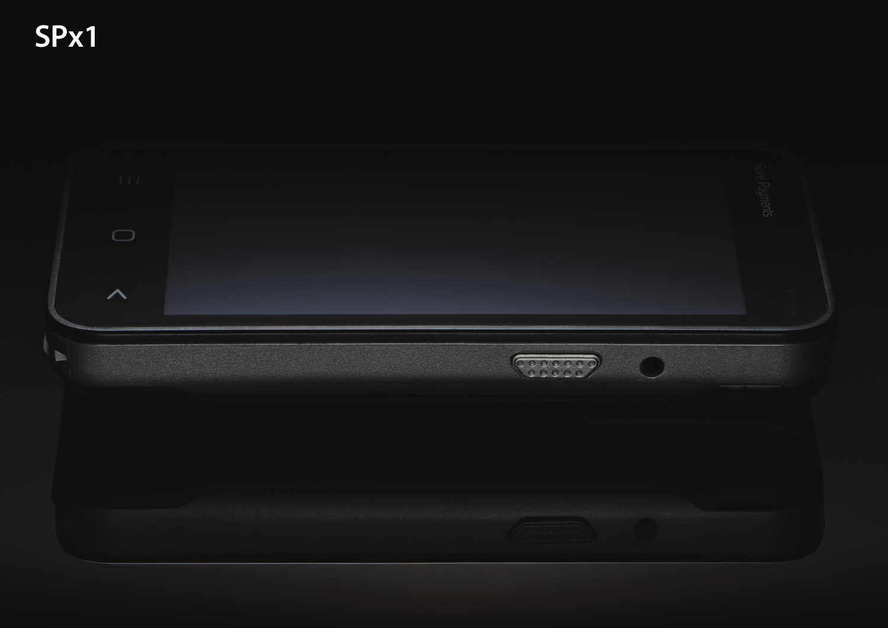# SPx1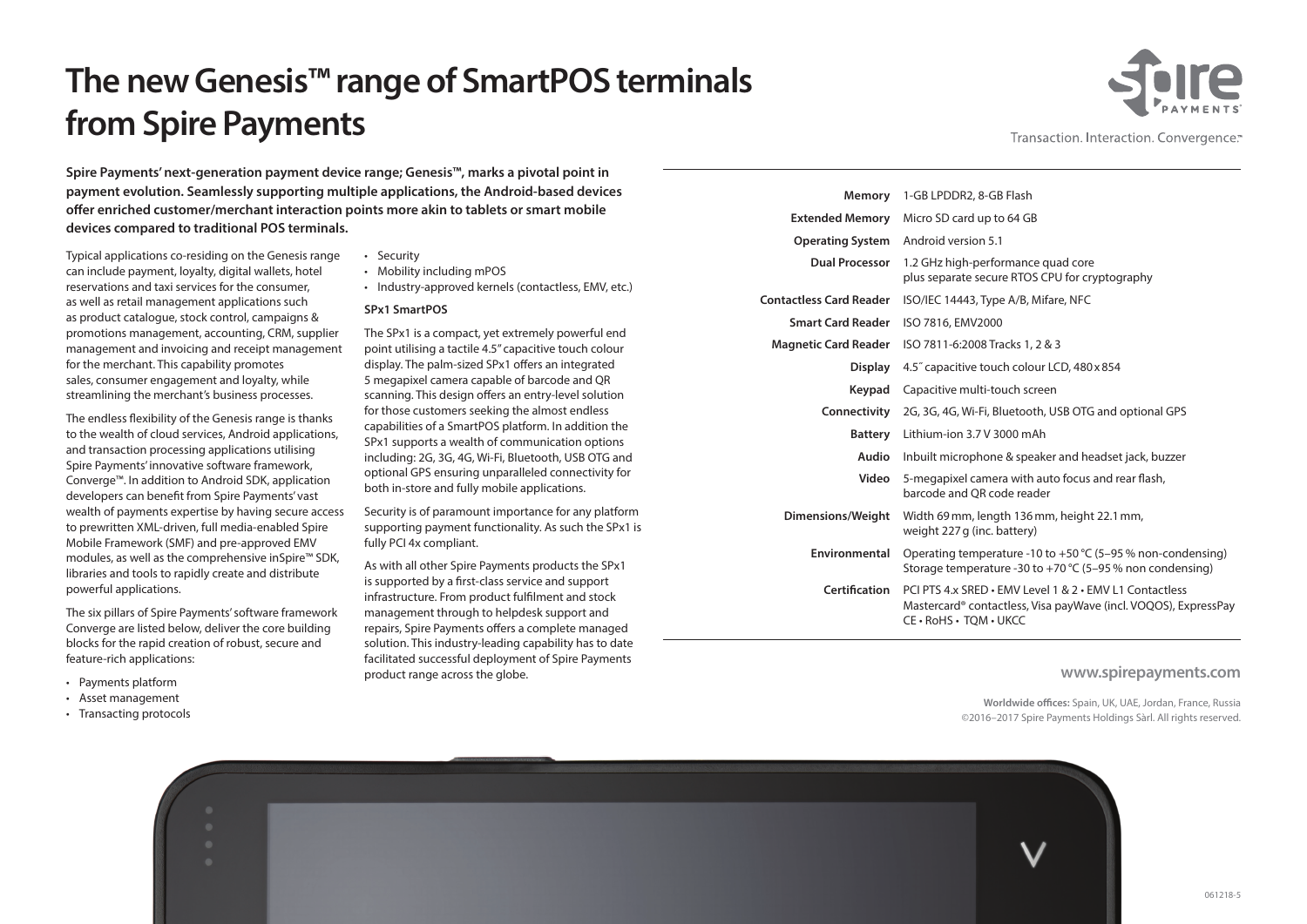# The new Genesis™ range of SmartPOS terminals from Spire Payments

Transaction. Interaction. Convergence.™

**Spire Payments' next-generation payment device range; Genesis™, marks a pivotal point in payment evolution. Seamlessly supporting multiple applications, the Android-based devices offer enriched customer/merchant interaction points more akin to tablets or smart mobile devices compared to traditional POS terminals.**

Typical applications co-residing on the Genesis range can include payment, loyalty, digital wallets, hotel reservations and taxi services for the consumer, as well as retail management applications such as product catalogue, stock control, campaigns & promotions management, accounting, CRM, supplier management and invoicing and receipt management for the merchant. This capability promotes sales, consumer engagement and loyalty, while streamlining the merchant's business processes.

The endless flexibility of the Genesis range is thanks to the wealth of cloud services, Android applications, and transaction processing applications utilising Spire Payments' innovative software framework, Converge™. In addition to Android SDK, application developers can benefit from Spire Payments' vast wealth of payments expertise by having secure access to prewritten XML-driven, full media-enabled Spire Mobile Framework (SMF) and pre-approved EMV modules, as well as the comprehensive inSpire™ SDK, libraries and tools to rapidly create and distribute powerful applications.

The six pillars of Spire Payments' software framework Converge are listed below, deliver the core building blocks for the rapid creation of robust, secure and feature-rich applications:

- Payments platform
- Asset management
- Transacting protocols
- Security
- Mobility including mPOS
- Industry-approved kernels (contactless, EMV, etc.)

### SPx1 SmartPOS

The SPx1 is a compact, yet extremely powerful end point utilising a tactile 4.5" capacitive touch colour display. The palm-sized SPx1 offers an integrated 5 megapixel camera capable of barcode and QR scanning. This design offers an entry-level solution for those customers seeking the almost endless capabilities of a SmartPOS platform. In addition the SPx1 supports a wealth of communication options including: 2G, 3G, 4G, Wi-Fi, Bluetooth, USB OTG and optional GPS ensuring unparalleled connectivity for both in-store and fully mobile applications.

Security is of paramount importance for any platform supporting payment functionality. As such the SPx1 is fully PCI 4x compliant.

As with all other Spire Payments products the SPx1 is supported by a first-class service and support infrastructure. From product fulfilment and stock management through to helpdesk support and repairs, Spire Payments offers a complete managed solution. This industry-leading capability has to date facilitated successful deployment of Spire Payments product range across the globe.

| | |
|---|---|
| **Memory** | 1-GB LPDDR2, 8-GB Flash |
| **Extended Memory** | Micro SD card up to 64 GB |
| **Operating System** | Android version 5.1 |
| **Dual Processor** | 1.2 GHz high-performance quad core plus separate secure RTOS CPU for cryptography |
| **Contactless Card Reader** | ISO/IEC 14443, Type A/B, Mifare, NFC |
| **Smart Card Reader** | ISO 7816, EMV2000 |
| **Magnetic Card Reader** | ISO 7811-6:2008 Tracks 1, 2 & 3 |
| **Display** | 4.5˝ capacitive touch colour LCD, 480 x 854 |
| **Keypad** | Capacitive multi-touch screen |
| **Connectivity** | 2G, 3G, 4G, Wi-Fi, Bluetooth, USB OTG and optional GPS |
| **Battery** | Lithium-ion 3.7 V 3000 mAh |
| **Audio** | Inbuilt microphone & speaker and headset jack, buzzer |
| **Video** | 5-megapixel camera with auto focus and rear flash, barcode and QR code reader |
| **Dimensions/Weight** | Width 69 mm, length 136 mm, height 22.1 mm, weight 227 g (inc. battery) |
| **Environmental** | Operating temperature -10 to +50 °C (5–95 % non-condensing) Storage temperature -30 to +70 °C (5–95 % non condensing) |
| **Certification** | PCI PTS 4.x SRED • EMV Level 1 & 2 • EMV L1 Contactless Mastercard® contactless, Visa payWave (incl. VOQOS), ExpressPay CE • RoHS • TQM • UKCC |

**www.spirepayments.com**

**Worldwide offices:** Spain, UK, UAE, Jordan, France, Russia
©2016–2017 Spire Payments Holdings Sàrl. All rights reserved.

061218-5